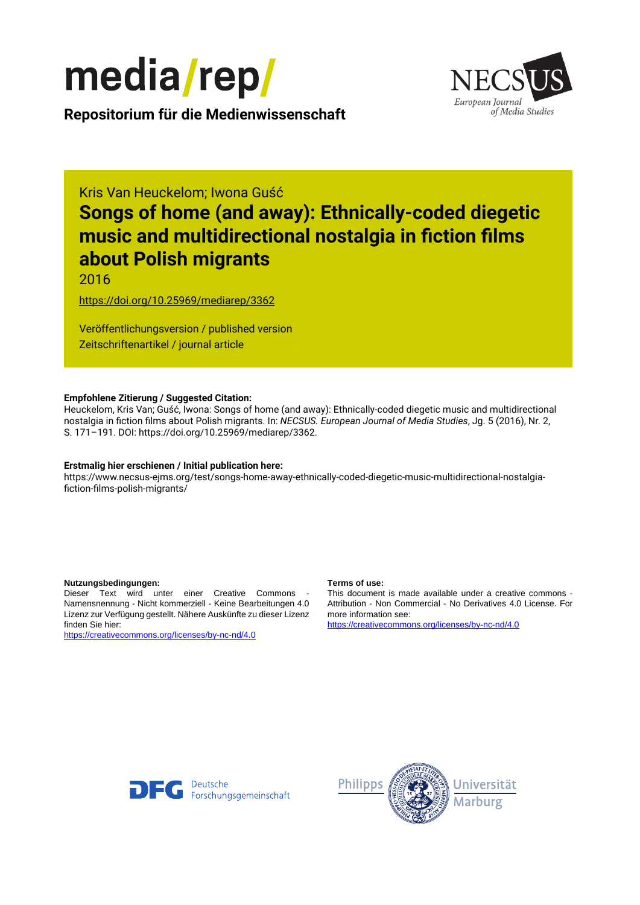media/rep/

**Repositorium für die Medienwissenschaft**

NECSUS European Journal of Media Studies

Kris Van Heuckelom; Iwona Guść

# Songs of home (and away): Ethnically-coded diegetic music and multidirectional nostalgia in fiction films about Polish migrants

2016

https://doi.org/10.25969/mediarep/3362

Veröffentlichungsversion / published version
Zeitschriftenartikel / journal article

**Empfohlene Zitierung / Suggested Citation:**
Heuckelom, Kris Van; Guść, Iwona: Songs of home (and away): Ethnically-coded diegetic music and multidirectional nostalgia in fiction films about Polish migrants. In: *NECSUS. European Journal of Media Studies*, Jg. 5 (2016), Nr. 2, S. 171–191. DOI: https://doi.org/10.25969/mediarep/3362.

**Erstmalig hier erschienen / Initial publication here:**
https://www.necsus-ejms.org/test/songs-home-away-ethnically-coded-diegetic-music-multidirectional-nostalgia-fiction-films-polish-migrants/

**Nutzungsbedingungen:**
Dieser Text wird unter einer Creative Commons - Namensnennung - Nicht kommerziell - Keine Bearbeitungen 4.0 Lizenz zur Verfügung gestellt. Nähere Auskünfte zu dieser Lizenz finden Sie hier:
https://creativecommons.org/licenses/by-nc-nd/4.0

**Terms of use:**
This document is made available under a creative commons - Attribution - Non Commercial - No Derivatives 4.0 License. For more information see:
https://creativecommons.org/licenses/by-nc-nd/4.0

DFG Deutsche Forschungsgemeinschaft

Philipps Universität Marburg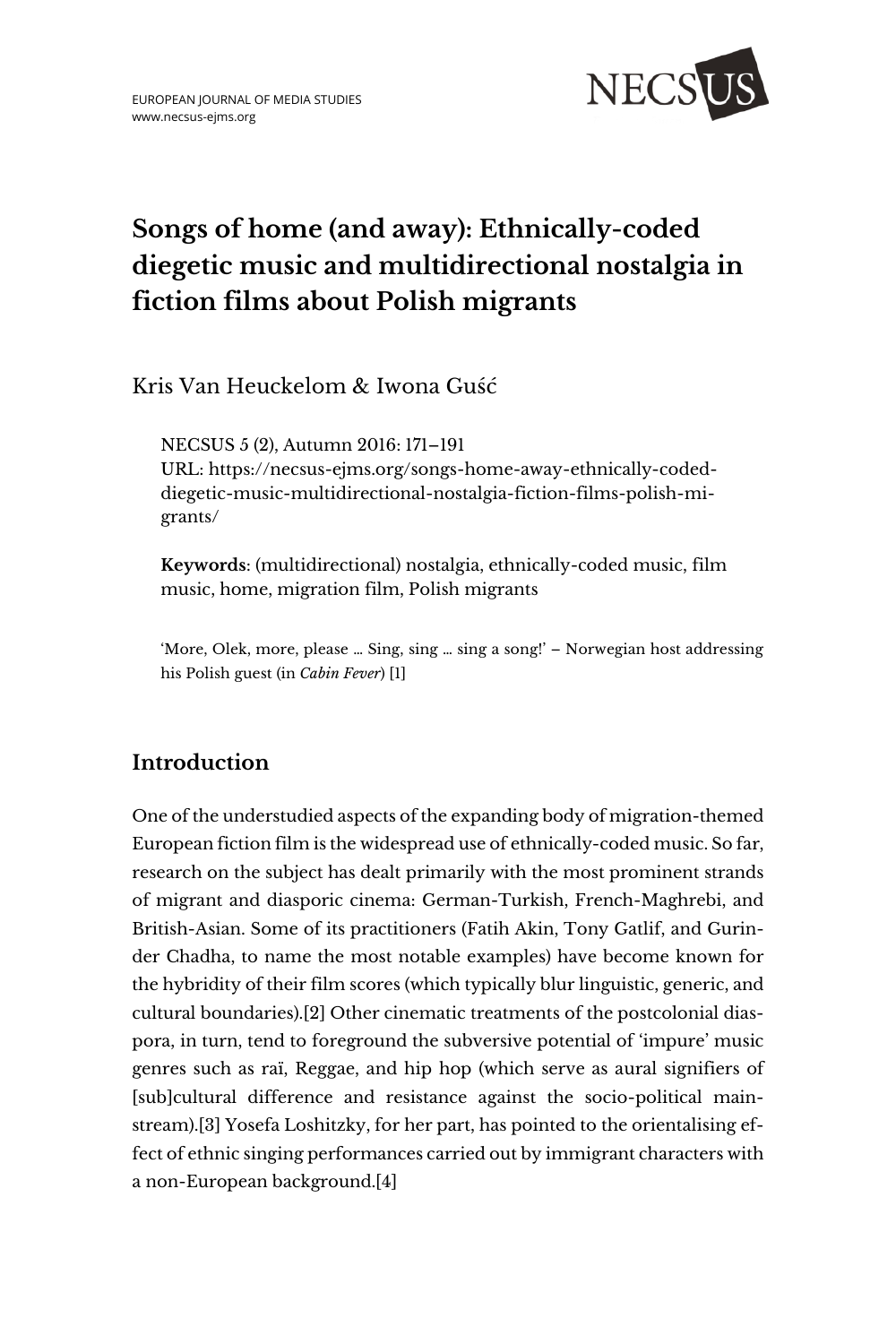# Songs of home (and away): Ethnically-coded diegetic music and multidirectional nostalgia in fiction films about Polish migrants

Kris Van Heuckelom & Iwona Guść

NECSUS 5 (2), Autumn 2016: 171–191
URL: https://necsus-ejms.org/songs-home-away-ethnically-coded-diegetic-music-multidirectional-nostalgia-fiction-films-polish-migrants/

**Keywords**: (multidirectional) nostalgia, ethnically-coded music, film music, home, migration film, Polish migrants

'More, Olek, more, please … Sing, sing … sing a song!' – Norwegian host addressing his Polish guest (in *Cabin Fever*) [1]

## Introduction

One of the understudied aspects of the expanding body of migration-themed European fiction film is the widespread use of ethnically-coded music. So far, research on the subject has dealt primarily with the most prominent strands of migrant and diasporic cinema: German-Turkish, French-Maghrebi, and British-Asian. Some of its practitioners (Fatih Akin, Tony Gatlif, and Gurinder Chadha, to name the most notable examples) have become known for the hybridity of their film scores (which typically blur linguistic, generic, and cultural boundaries).[2] Other cinematic treatments of the postcolonial diaspora, in turn, tend to foreground the subversive potential of 'impure' music genres such as raï, Reggae, and hip hop (which serve as aural signifiers of [sub]cultural difference and resistance against the socio-political mainstream).[3] Yosefa Loshitzky, for her part, has pointed to the orientalising effect of ethnic singing performances carried out by immigrant characters with a non-European background.[4]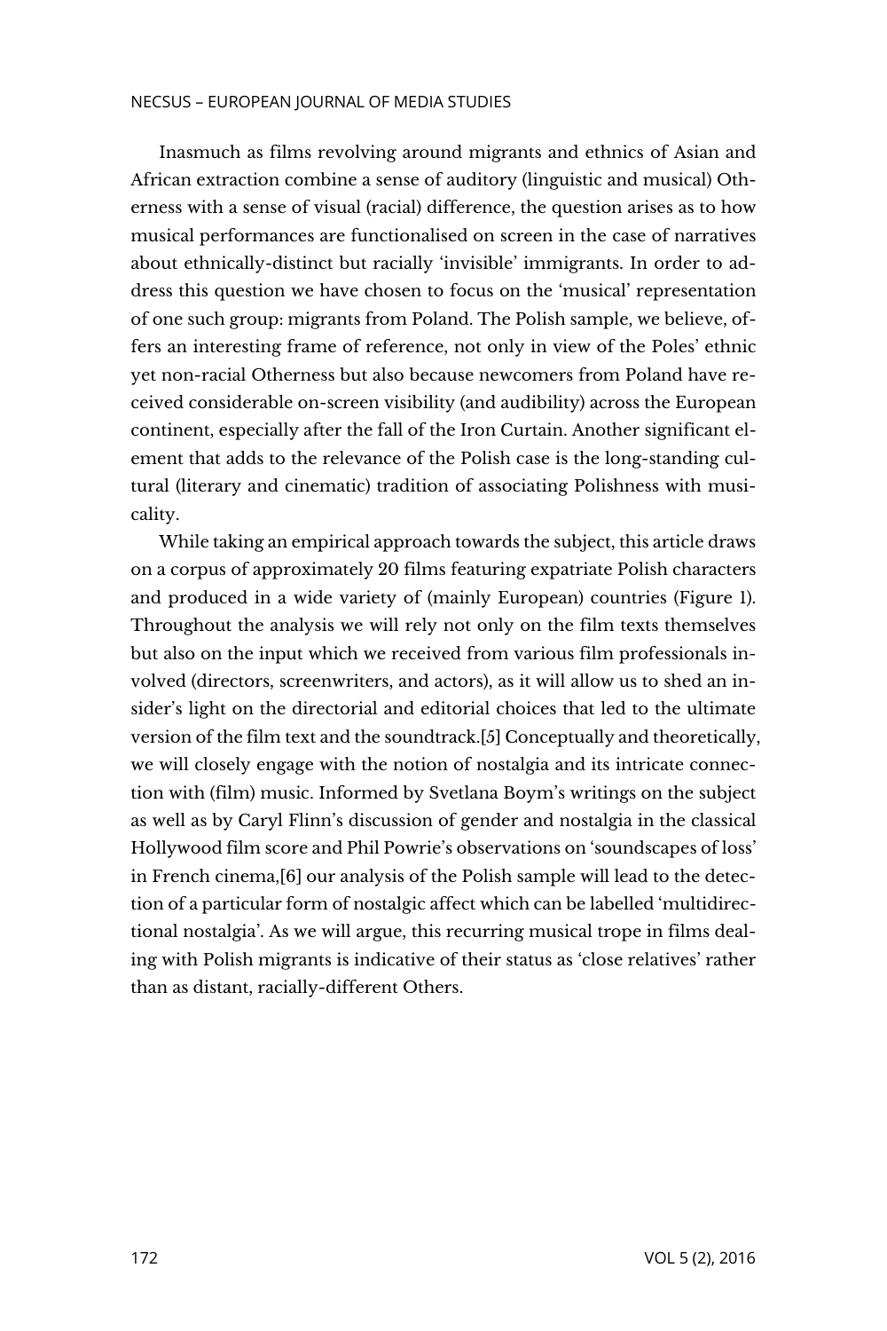Inasmuch as films revolving around migrants and ethnics of Asian and African extraction combine a sense of auditory (linguistic and musical) Otherness with a sense of visual (racial) difference, the question arises as to how musical performances are functionalised on screen in the case of narratives about ethnically-distinct but racially 'invisible' immigrants. In order to address this question we have chosen to focus on the 'musical' representation of one such group: migrants from Poland. The Polish sample, we believe, offers an interesting frame of reference, not only in view of the Poles' ethnic yet non-racial Otherness but also because newcomers from Poland have received considerable on-screen visibility (and audibility) across the European continent, especially after the fall of the Iron Curtain. Another significant element that adds to the relevance of the Polish case is the long-standing cultural (literary and cinematic) tradition of associating Polishness with musicality.

While taking an empirical approach towards the subject, this article draws on a corpus of approximately 20 films featuring expatriate Polish characters and produced in a wide variety of (mainly European) countries (Figure 1). Throughout the analysis we will rely not only on the film texts themselves but also on the input which we received from various film professionals involved (directors, screenwriters, and actors), as it will allow us to shed an insider's light on the directorial and editorial choices that led to the ultimate version of the film text and the soundtrack.[5] Conceptually and theoretically, we will closely engage with the notion of nostalgia and its intricate connection with (film) music. Informed by Svetlana Boym's writings on the subject as well as by Caryl Flinn's discussion of gender and nostalgia in the classical Hollywood film score and Phil Powrie's observations on 'soundscapes of loss' in French cinema,[6] our analysis of the Polish sample will lead to the detection of a particular form of nostalgic affect which can be labelled 'multidirectional nostalgia'. As we will argue, this recurring musical trope in films dealing with Polish migrants is indicative of their status as 'close relatives' rather than as distant, racially-different Others.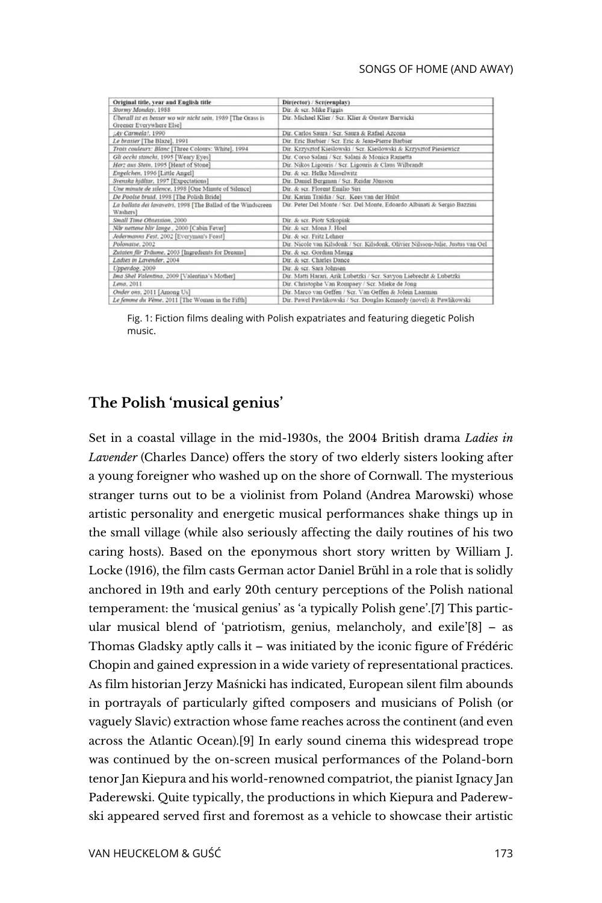| Original title, year and English title | Dir(ector) / Scr(eenplay) |
| --- | --- |
| *Stormy Monday*, 1988 | Dir. & scr. Mike Figgis |
| *Überall ist es besser wo wir nicht sein*, 1989 [The Grass is Greener Everywhere Else] | Dir. Michael Klier / Scr. Klier & Gustaw Barwicki |
| *¡Ay Carmela!*, 1990 | Dir. Carlos Saura / Scr. Saura & Rafael Azcona |
| *Le brasier* [The Blaze], 1991 | Dir. Eric Barbier / Scr. Eric & Jean-Pierre Barbier |
| *Trois couleurs: Blanc* [Three Colours: White], 1994 | Dir. Krzysztof Kieślowski / Scr. Kieślowski & Krzysztof Piesiewicz |
| *Gli occhi stanchi*, 1995 [Weary Eyes] | Dir. Corso Salani / Scr. Salani & Monica Rametta |
| *Herz aus Stein*, 1995 [Heart of Stone] | Dir. Nikos Ligouris / Scr. Ligouris & Claus Wilbrandt |
| *Engelchen*, 1996 [Little Angel] | Dir. & scr. Helke Misselwitz |
| *Svenska hjältar*, 1997 [Expectations] | Dir. Daniel Bergman / Scr. Reidar Jönsson |
| *Une minute de silence*, 1998 [One Minute of Silence] | Dir. & scr. Florent Emilio Siri |
| *De Poolse bruid*, 1998 [The Polish Bride] | Dir. Karim Traïdia / Scr. Kees van der Hulst |
| *La ballata dei lavavetri*, 1998 [The Ballad of the Windscreen Washers] | Dir. Peter Del Monte / Scr. Del Monte, Edoardo Albinati & Sergio Bazzini |
| *Small Time Obsession*, 2000 | Dir. & scr. Piotr Szkopiak |
| *När nettene blir lange*, 2000 [Cabin Fever] | Dir. & scr. Mona J. Hoel |
| *Jedermanns Fest*, 2002 [Everyman's Feast] | Dir. & scr. Fritz Lehner |
| *Polonaise*, 2002 | Dir. Nicole van Kilsdonk / Scr. Kilsdonk, Olivier Nilsson-Julie, Justus van Oel |
| *Zutaten für Träume*, 2003 [Ingredients for Dreams] | Dir. & scr. Gordian Maugg |
| *Ladies in Lavender*, 2004 | Dir. & scr. Charles Dance |
| *Upperdog*, 2009 | Dir. & scr. Sara Johnsen |
| *Ima Shel Valentina*, 2009 [Valentina's Mother] | Dir. Matti Harari, Arik Lubetzki / Scr. Savyon Liebrecht & Lubetzki |
| *Lena*, 2011 | Dir. Christophe Van Rompaey / Scr. Mieke de Jong |
| *Onder ons*, 2011 [Among Us] | Dir. Marco van Geffen / Scr. Van Geffen & Jolein Laarman |
| *Le femme du Vème*, 2011 [The Woman in the Fifth] | Dir. Paweł Pawlikowski / Scr. Douglas Kennedy (novel) & Pawlikowski |

Fig. 1: Fiction films dealing with Polish expatriates and featuring diegetic Polish music.

## The Polish 'musical genius'

Set in a coastal village in the mid-1930s, the 2004 British drama *Ladies in Lavender* (Charles Dance) offers the story of two elderly sisters looking after a young foreigner who washed up on the shore of Cornwall. The mysterious stranger turns out to be a violinist from Poland (Andrea Marowski) whose artistic personality and energetic musical performances shake things up in the small village (while also seriously affecting the daily routines of his two caring hosts). Based on the eponymous short story written by William J. Locke (1916), the film casts German actor Daniel Brühl in a role that is solidly anchored in 19th and early 20th century perceptions of the Polish national temperament: the 'musical genius' as 'a typically Polish gene'.[7] This particular musical blend of 'patriotism, genius, melancholy, and exile'[8] – as Thomas Gladsky aptly calls it – was initiated by the iconic figure of Frédéric Chopin and gained expression in a wide variety of representational practices. As film historian Jerzy Maśnicki has indicated, European silent film abounds in portrayals of particularly gifted composers and musicians of Polish (or vaguely Slavic) extraction whose fame reaches across the continent (and even across the Atlantic Ocean).[9] In early sound cinema this widespread trope was continued by the on-screen musical performances of the Poland-born tenor Jan Kiepura and his world-renowned compatriot, the pianist Ignacy Jan Paderewski. Quite typically, the productions in which Kiepura and Paderewski appeared served first and foremost as a vehicle to showcase their artistic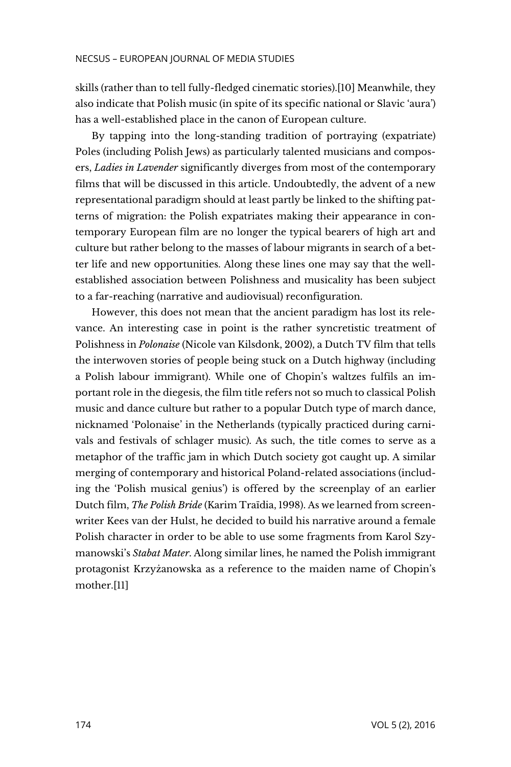skills (rather than to tell fully-fledged cinematic stories).[10] Meanwhile, they also indicate that Polish music (in spite of its specific national or Slavic 'aura') has a well-established place in the canon of European culture.

By tapping into the long-standing tradition of portraying (expatriate) Poles (including Polish Jews) as particularly talented musicians and composers, *Ladies in Lavender* significantly diverges from most of the contemporary films that will be discussed in this article. Undoubtedly, the advent of a new representational paradigm should at least partly be linked to the shifting patterns of migration: the Polish expatriates making their appearance in contemporary European film are no longer the typical bearers of high art and culture but rather belong to the masses of labour migrants in search of a better life and new opportunities. Along these lines one may say that the well-established association between Polishness and musicality has been subject to a far-reaching (narrative and audiovisual) reconfiguration.

However, this does not mean that the ancient paradigm has lost its relevance. An interesting case in point is the rather syncretistic treatment of Polishness in *Polonaise* (Nicole van Kilsdonk, 2002), a Dutch TV film that tells the interwoven stories of people being stuck on a Dutch highway (including a Polish labour immigrant). While one of Chopin's waltzes fulfils an important role in the diegesis, the film title refers not so much to classical Polish music and dance culture but rather to a popular Dutch type of march dance, nicknamed 'Polonaise' in the Netherlands (typically practiced during carnivals and festivals of schlager music). As such, the title comes to serve as a metaphor of the traffic jam in which Dutch society got caught up. A similar merging of contemporary and historical Poland-related associations (including the 'Polish musical genius') is offered by the screenplay of an earlier Dutch film, *The Polish Bride* (Karim Traïdia, 1998). As we learned from screenwriter Kees van der Hulst, he decided to build his narrative around a female Polish character in order to be able to use some fragments from Karol Szymanowski's *Stabat Mater*. Along similar lines, he named the Polish immigrant protagonist Krzyżanowska as a reference to the maiden name of Chopin's mother.[11]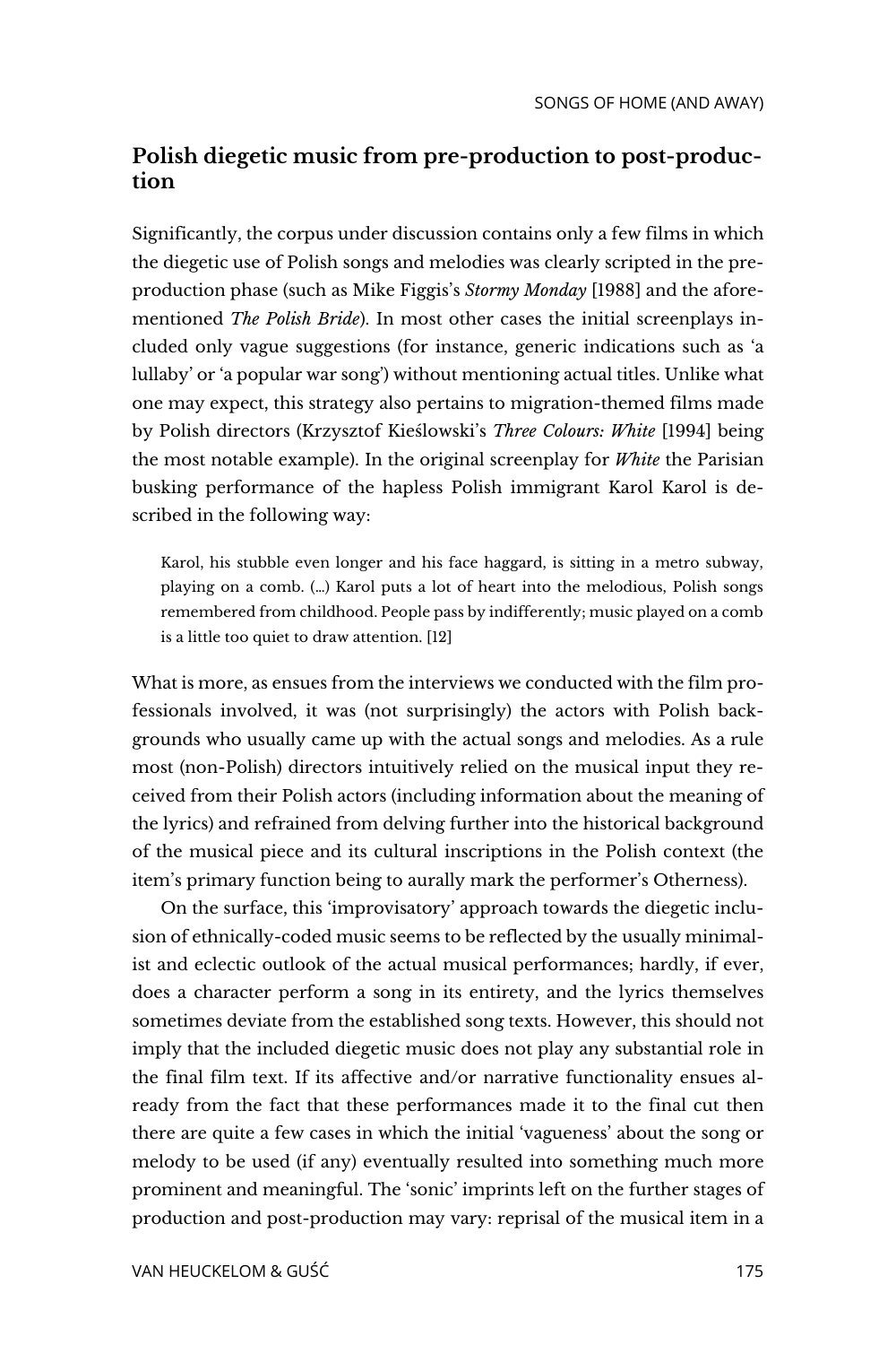## Polish diegetic music from pre-production to post-production

Significantly, the corpus under discussion contains only a few films in which the diegetic use of Polish songs and melodies was clearly scripted in the pre-production phase (such as Mike Figgis's *Stormy Monday* [1988] and the aforementioned *The Polish Bride*). In most other cases the initial screenplays included only vague suggestions (for instance, generic indications such as 'a lullaby' or 'a popular war song') without mentioning actual titles. Unlike what one may expect, this strategy also pertains to migration-themed films made by Polish directors (Krzysztof Kieślowski's *Three Colours: White* [1994] being the most notable example). In the original screenplay for *White* the Parisian busking performance of the hapless Polish immigrant Karol Karol is described in the following way:

> Karol, his stubble even longer and his face haggard, is sitting in a metro subway, playing on a comb. (…) Karol puts a lot of heart into the melodious, Polish songs remembered from childhood. People pass by indifferently; music played on a comb is a little too quiet to draw attention. [12]

What is more, as ensues from the interviews we conducted with the film professionals involved, it was (not surprisingly) the actors with Polish backgrounds who usually came up with the actual songs and melodies. As a rule most (non-Polish) directors intuitively relied on the musical input they received from their Polish actors (including information about the meaning of the lyrics) and refrained from delving further into the historical background of the musical piece and its cultural inscriptions in the Polish context (the item's primary function being to aurally mark the performer's Otherness).

On the surface, this 'improvisatory' approach towards the diegetic inclusion of ethnically-coded music seems to be reflected by the usually minimalist and eclectic outlook of the actual musical performances; hardly, if ever, does a character perform a song in its entirety, and the lyrics themselves sometimes deviate from the established song texts. However, this should not imply that the included diegetic music does not play any substantial role in the final film text. If its affective and/or narrative functionality ensues already from the fact that these performances made it to the final cut then there are quite a few cases in which the initial 'vagueness' about the song or melody to be used (if any) eventually resulted into something much more prominent and meaningful. The 'sonic' imprints left on the further stages of production and post-production may vary: reprisal of the musical item in a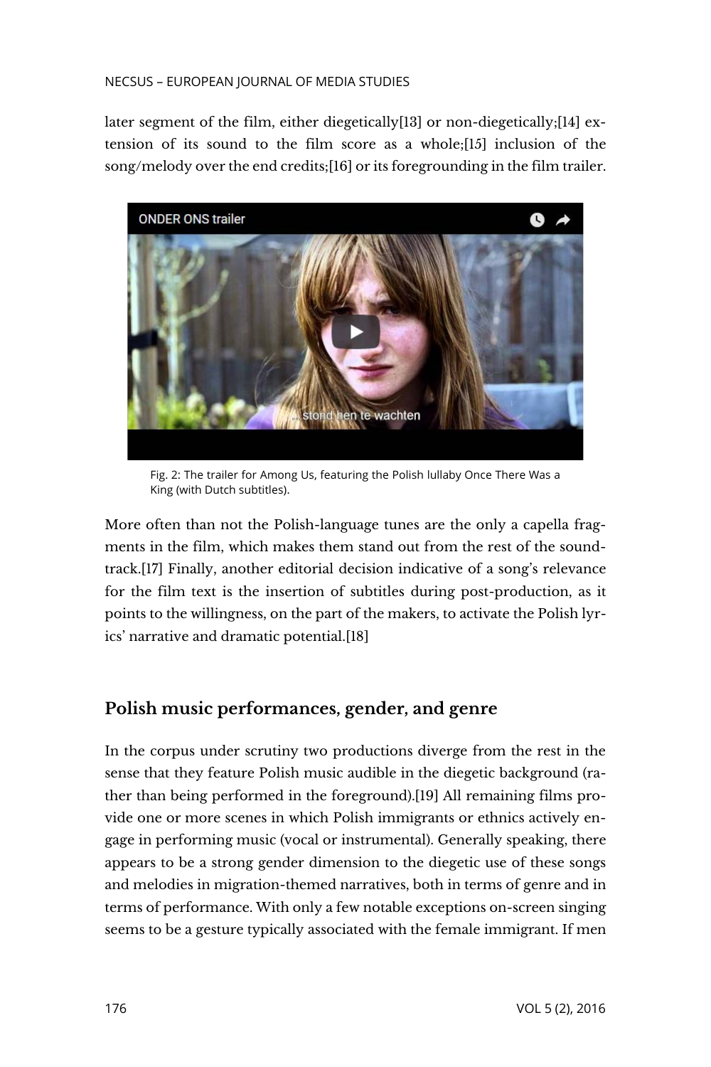later segment of the film, either diegetically[13] or non-diegetically;[14] extension of its sound to the film score as a whole;[15] inclusion of the song/melody over the end credits;[16] or its foregrounding in the film trailer.

Fig. 2: The trailer for Among Us, featuring the Polish lullaby Once There Was a King (with Dutch subtitles).

More often than not the Polish-language tunes are the only a capella fragments in the film, which makes them stand out from the rest of the soundtrack.[17] Finally, another editorial decision indicative of a song's relevance for the film text is the insertion of subtitles during post-production, as it points to the willingness, on the part of the makers, to activate the Polish lyrics' narrative and dramatic potential.[18]

## Polish music performances, gender, and genre

In the corpus under scrutiny two productions diverge from the rest in the sense that they feature Polish music audible in the diegetic background (rather than being performed in the foreground).[19] All remaining films provide one or more scenes in which Polish immigrants or ethnics actively engage in performing music (vocal or instrumental). Generally speaking, there appears to be a strong gender dimension to the diegetic use of these songs and melodies in migration-themed narratives, both in terms of genre and in terms of performance. With only a few notable exceptions on-screen singing seems to be a gesture typically associated with the female immigrant. If men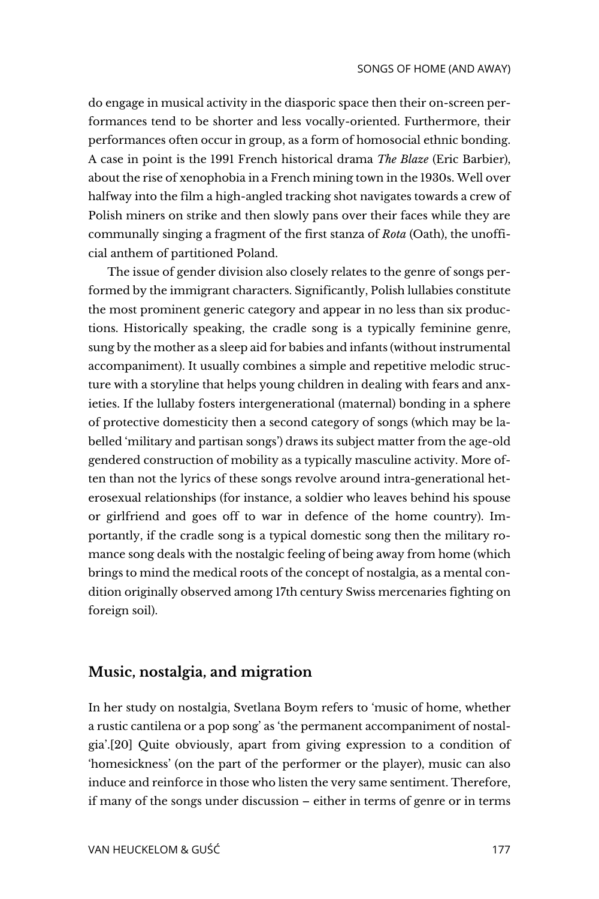do engage in musical activity in the diasporic space then their on-screen performances tend to be shorter and less vocally-oriented. Furthermore, their performances often occur in group, as a form of homosocial ethnic bonding. A case in point is the 1991 French historical drama *The Blaze* (Eric Barbier), about the rise of xenophobia in a French mining town in the 1930s. Well over halfway into the film a high-angled tracking shot navigates towards a crew of Polish miners on strike and then slowly pans over their faces while they are communally singing a fragment of the first stanza of *Rota* (Oath), the unofficial anthem of partitioned Poland.

The issue of gender division also closely relates to the genre of songs performed by the immigrant characters. Significantly, Polish lullabies constitute the most prominent generic category and appear in no less than six productions. Historically speaking, the cradle song is a typically feminine genre, sung by the mother as a sleep aid for babies and infants (without instrumental accompaniment). It usually combines a simple and repetitive melodic structure with a storyline that helps young children in dealing with fears and anxieties. If the lullaby fosters intergenerational (maternal) bonding in a sphere of protective domesticity then a second category of songs (which may be labelled 'military and partisan songs') draws its subject matter from the age-old gendered construction of mobility as a typically masculine activity. More often than not the lyrics of these songs revolve around intra-generational heterosexual relationships (for instance, a soldier who leaves behind his spouse or girlfriend and goes off to war in defence of the home country). Importantly, if the cradle song is a typical domestic song then the military romance song deals with the nostalgic feeling of being away from home (which brings to mind the medical roots of the concept of nostalgia, as a mental condition originally observed among 17th century Swiss mercenaries fighting on foreign soil).

## Music, nostalgia, and migration

In her study on nostalgia, Svetlana Boym refers to 'music of home, whether a rustic cantilena or a pop song' as 'the permanent accompaniment of nostalgia'.[20] Quite obviously, apart from giving expression to a condition of 'homesickness' (on the part of the performer or the player), music can also induce and reinforce in those who listen the very same sentiment. Therefore, if many of the songs under discussion – either in terms of genre or in terms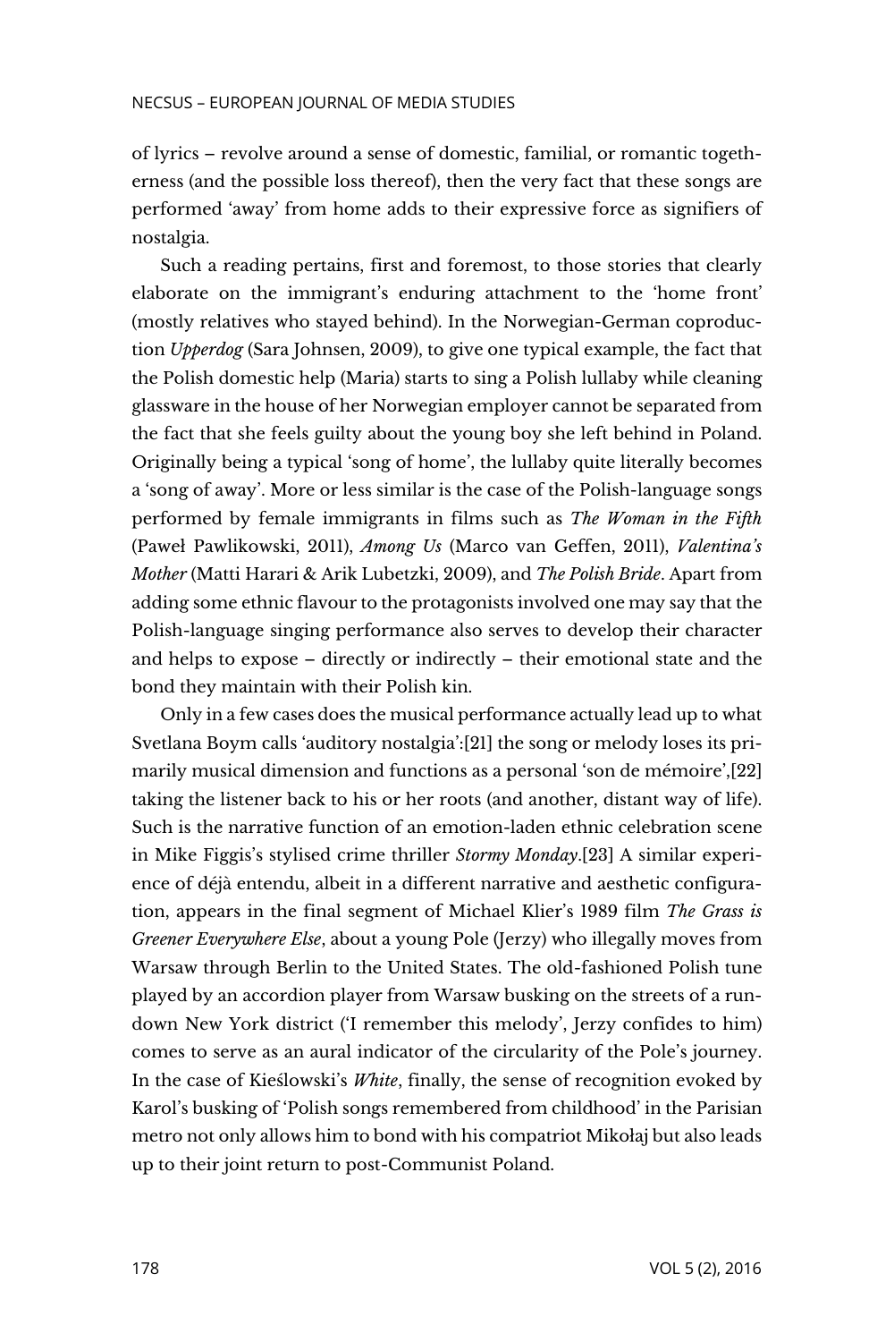of lyrics – revolve around a sense of domestic, familial, or romantic togetherness (and the possible loss thereof), then the very fact that these songs are performed 'away' from home adds to their expressive force as signifiers of nostalgia.

Such a reading pertains, first and foremost, to those stories that clearly elaborate on the immigrant's enduring attachment to the 'home front' (mostly relatives who stayed behind). In the Norwegian-German coproduction *Upperdog* (Sara Johnsen, 2009), to give one typical example, the fact that the Polish domestic help (Maria) starts to sing a Polish lullaby while cleaning glassware in the house of her Norwegian employer cannot be separated from the fact that she feels guilty about the young boy she left behind in Poland. Originally being a typical 'song of home', the lullaby quite literally becomes a 'song of away'. More or less similar is the case of the Polish-language songs performed by female immigrants in films such as *The Woman in the Fifth* (Paweł Pawlikowski, 2011), *Among Us* (Marco van Geffen, 2011), *Valentina's Mother* (Matti Harari & Arik Lubetzki, 2009), and *The Polish Bride*. Apart from adding some ethnic flavour to the protagonists involved one may say that the Polish-language singing performance also serves to develop their character and helps to expose – directly or indirectly – their emotional state and the bond they maintain with their Polish kin.

Only in a few cases does the musical performance actually lead up to what Svetlana Boym calls 'auditory nostalgia':[21] the song or melody loses its primarily musical dimension and functions as a personal 'son de mémoire',[22] taking the listener back to his or her roots (and another, distant way of life). Such is the narrative function of an emotion-laden ethnic celebration scene in Mike Figgis's stylised crime thriller *Stormy Monday*.[23] A similar experience of déjà entendu, albeit in a different narrative and aesthetic configuration, appears in the final segment of Michael Klier's 1989 film *The Grass is Greener Everywhere Else*, about a young Pole (Jerzy) who illegally moves from Warsaw through Berlin to the United States. The old-fashioned Polish tune played by an accordion player from Warsaw busking on the streets of a rundown New York district ('I remember this melody', Jerzy confides to him) comes to serve as an aural indicator of the circularity of the Pole's journey. In the case of Kieślowski's *White*, finally, the sense of recognition evoked by Karol's busking of 'Polish songs remembered from childhood' in the Parisian metro not only allows him to bond with his compatriot Mikołaj but also leads up to their joint return to post-Communist Poland.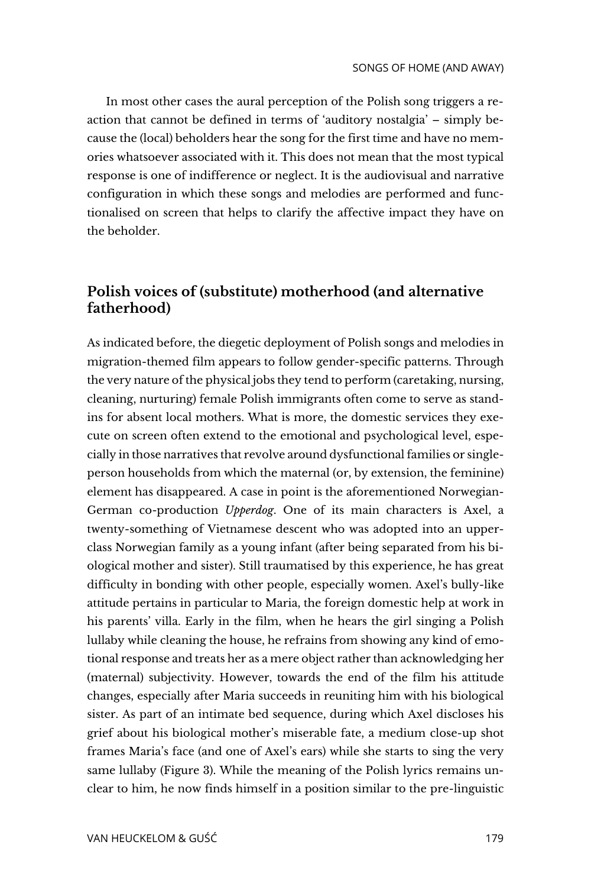In most other cases the aural perception of the Polish song triggers a reaction that cannot be defined in terms of 'auditory nostalgia' – simply because the (local) beholders hear the song for the first time and have no memories whatsoever associated with it. This does not mean that the most typical response is one of indifference or neglect. It is the audiovisual and narrative configuration in which these songs and melodies are performed and functionalised on screen that helps to clarify the affective impact they have on the beholder.

## Polish voices of (substitute) motherhood (and alternative fatherhood)

As indicated before, the diegetic deployment of Polish songs and melodies in migration-themed film appears to follow gender-specific patterns. Through the very nature of the physical jobs they tend to perform (caretaking, nursing, cleaning, nurturing) female Polish immigrants often come to serve as stand-ins for absent local mothers. What is more, the domestic services they execute on screen often extend to the emotional and psychological level, especially in those narratives that revolve around dysfunctional families or single-person households from which the maternal (or, by extension, the feminine) element has disappeared. A case in point is the aforementioned Norwegian-German co-production *Upperdog*. One of its main characters is Axel, a twenty-something of Vietnamese descent who was adopted into an upper-class Norwegian family as a young infant (after being separated from his biological mother and sister). Still traumatised by this experience, he has great difficulty in bonding with other people, especially women. Axel's bully-like attitude pertains in particular to Maria, the foreign domestic help at work in his parents' villa. Early in the film, when he hears the girl singing a Polish lullaby while cleaning the house, he refrains from showing any kind of emotional response and treats her as a mere object rather than acknowledging her (maternal) subjectivity. However, towards the end of the film his attitude changes, especially after Maria succeeds in reuniting him with his biological sister. As part of an intimate bed sequence, during which Axel discloses his grief about his biological mother's miserable fate, a medium close-up shot frames Maria's face (and one of Axel's ears) while she starts to sing the very same lullaby (Figure 3). While the meaning of the Polish lyrics remains unclear to him, he now finds himself in a position similar to the pre-linguistic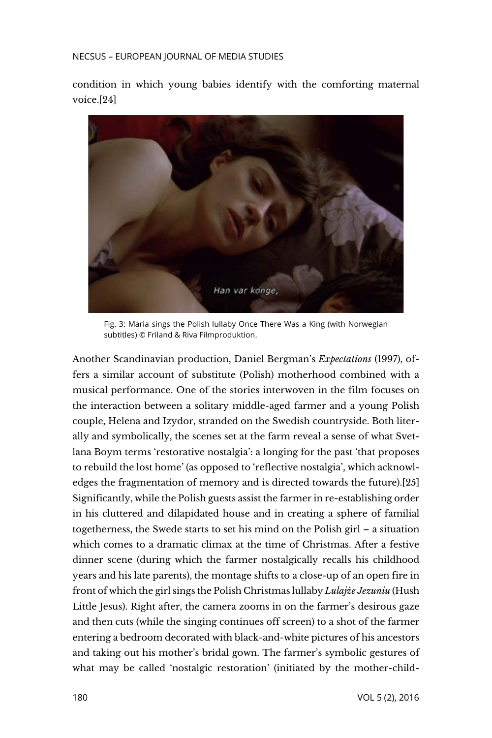condition in which young babies identify with the comforting maternal voice.[24]

Fig. 3: Maria sings the Polish lullaby Once There Was a King (with Norwegian subtitles) © Friland & Riva Filmproduktion.

Another Scandinavian production, Daniel Bergman's *Expectations* (1997), offers a similar account of substitute (Polish) motherhood combined with a musical performance. One of the stories interwoven in the film focuses on the interaction between a solitary middle-aged farmer and a young Polish couple, Helena and Izydor, stranded on the Swedish countryside. Both literally and symbolically, the scenes set at the farm reveal a sense of what Svetlana Boym terms 'restorative nostalgia': a longing for the past 'that proposes to rebuild the lost home' (as opposed to 'reflective nostalgia', which acknowledges the fragmentation of memory and is directed towards the future).[25] Significantly, while the Polish guests assist the farmer in re-establishing order in his cluttered and dilapidated house and in creating a sphere of familial togetherness, the Swede starts to set his mind on the Polish girl – a situation which comes to a dramatic climax at the time of Christmas. After a festive dinner scene (during which the farmer nostalgically recalls his childhood years and his late parents), the montage shifts to a close-up of an open fire in front of which the girl sings the Polish Christmas lullaby *Lulajże Jezuniu* (Hush Little Jesus). Right after, the camera zooms in on the farmer's desirous gaze and then cuts (while the singing continues off screen) to a shot of the farmer entering a bedroom decorated with black-and-white pictures of his ancestors and taking out his mother's bridal gown. The farmer's symbolic gestures of what may be called 'nostalgic restoration' (initiated by the mother-child-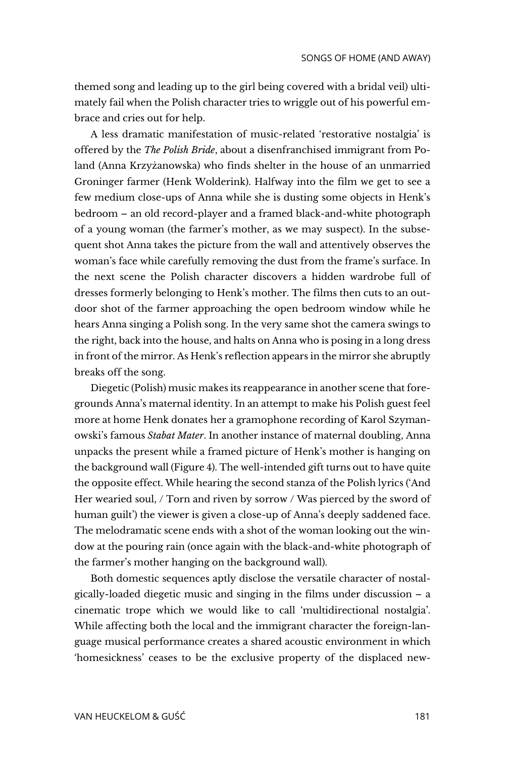themed song and leading up to the girl being covered with a bridal veil) ultimately fail when the Polish character tries to wriggle out of his powerful embrace and cries out for help.

A less dramatic manifestation of music-related 'restorative nostalgia' is offered by the *The Polish Bride*, about a disenfranchised immigrant from Poland (Anna Krzyżanowska) who finds shelter in the house of an unmarried Groninger farmer (Henk Wolderink). Halfway into the film we get to see a few medium close-ups of Anna while she is dusting some objects in Henk's bedroom – an old record-player and a framed black-and-white photograph of a young woman (the farmer's mother, as we may suspect). In the subsequent shot Anna takes the picture from the wall and attentively observes the woman's face while carefully removing the dust from the frame's surface. In the next scene the Polish character discovers a hidden wardrobe full of dresses formerly belonging to Henk's mother. The films then cuts to an outdoor shot of the farmer approaching the open bedroom window while he hears Anna singing a Polish song. In the very same shot the camera swings to the right, back into the house, and halts on Anna who is posing in a long dress in front of the mirror. As Henk's reflection appears in the mirror she abruptly breaks off the song.

Diegetic (Polish) music makes its reappearance in another scene that foregrounds Anna's maternal identity. In an attempt to make his Polish guest feel more at home Henk donates her a gramophone recording of Karol Szymanowski's famous *Stabat Mater*. In another instance of maternal doubling, Anna unpacks the present while a framed picture of Henk's mother is hanging on the background wall (Figure 4). The well-intended gift turns out to have quite the opposite effect. While hearing the second stanza of the Polish lyrics ('And Her wearied soul, / Torn and riven by sorrow / Was pierced by the sword of human guilt') the viewer is given a close-up of Anna's deeply saddened face. The melodramatic scene ends with a shot of the woman looking out the window at the pouring rain (once again with the black-and-white photograph of the farmer's mother hanging on the background wall).

Both domestic sequences aptly disclose the versatile character of nostalgically-loaded diegetic music and singing in the films under discussion – a cinematic trope which we would like to call 'multidirectional nostalgia'. While affecting both the local and the immigrant character the foreign-language musical performance creates a shared acoustic environment in which 'homesickness' ceases to be the exclusive property of the displaced new-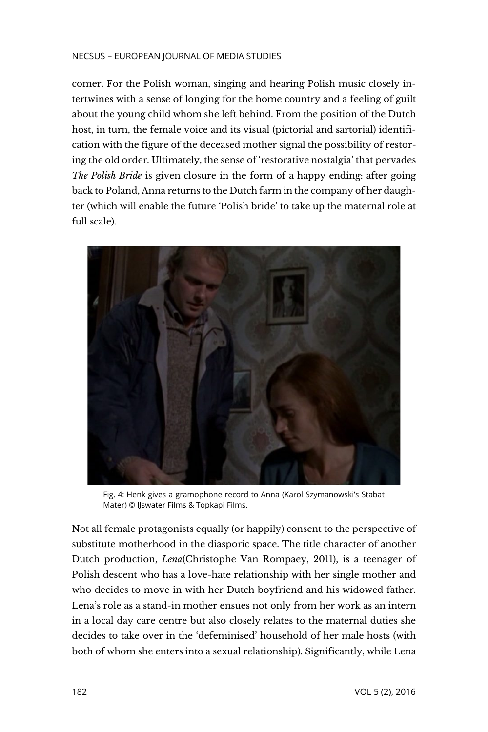comer. For the Polish woman, singing and hearing Polish music closely intertwines with a sense of longing for the home country and a feeling of guilt about the young child whom she left behind. From the position of the Dutch host, in turn, the female voice and its visual (pictorial and sartorial) identification with the figure of the deceased mother signal the possibility of restoring the old order. Ultimately, the sense of 'restorative nostalgia' that pervades *The Polish Bride* is given closure in the form of a happy ending: after going back to Poland, Anna returns to the Dutch farm in the company of her daughter (which will enable the future 'Polish bride' to take up the maternal role at full scale).

Fig. 4: Henk gives a gramophone record to Anna (Karol Szymanowski's Stabat Mater) © IJswater Films & Topkapi Films.

Not all female protagonists equally (or happily) consent to the perspective of substitute motherhood in the diasporic space. The title character of another Dutch production, *Lena*(Christophe Van Rompaey, 2011), is a teenager of Polish descent who has a love-hate relationship with her single mother and who decides to move in with her Dutch boyfriend and his widowed father. Lena's role as a stand-in mother ensues not only from her work as an intern in a local day care centre but also closely relates to the maternal duties she decides to take over in the 'defeminised' household of her male hosts (with both of whom she enters into a sexual relationship). Significantly, while Lena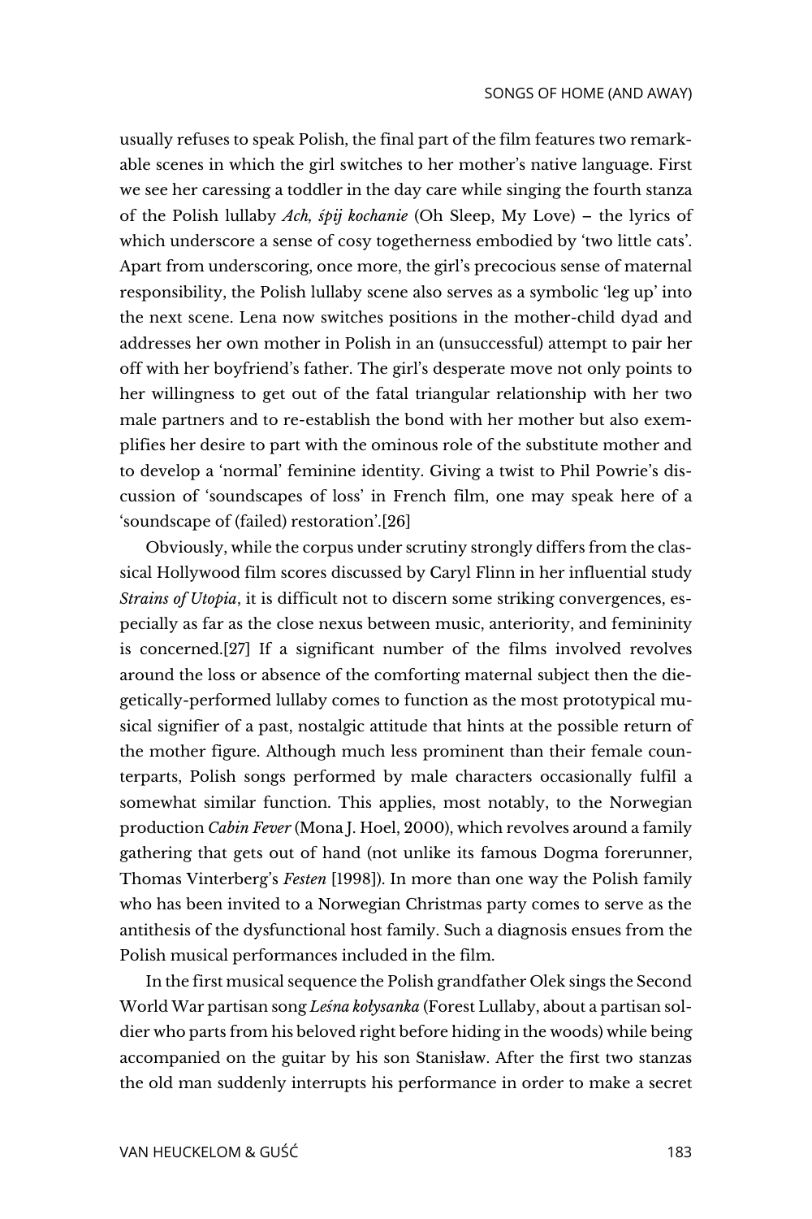usually refuses to speak Polish, the final part of the film features two remarkable scenes in which the girl switches to her mother's native language. First we see her caressing a toddler in the day care while singing the fourth stanza of the Polish lullaby *Ach, śpij kochanie* (Oh Sleep, My Love) – the lyrics of which underscore a sense of cosy togetherness embodied by 'two little cats'. Apart from underscoring, once more, the girl's precocious sense of maternal responsibility, the Polish lullaby scene also serves as a symbolic 'leg up' into the next scene. Lena now switches positions in the mother-child dyad and addresses her own mother in Polish in an (unsuccessful) attempt to pair her off with her boyfriend's father. The girl's desperate move not only points to her willingness to get out of the fatal triangular relationship with her two male partners and to re-establish the bond with her mother but also exemplifies her desire to part with the ominous role of the substitute mother and to develop a 'normal' feminine identity. Giving a twist to Phil Powrie's discussion of 'soundscapes of loss' in French film, one may speak here of a 'soundscape of (failed) restoration'.[26]

Obviously, while the corpus under scrutiny strongly differs from the classical Hollywood film scores discussed by Caryl Flinn in her influential study *Strains of Utopia*, it is difficult not to discern some striking convergences, especially as far as the close nexus between music, anteriority, and femininity is concerned.[27] If a significant number of the films involved revolves around the loss or absence of the comforting maternal subject then the diegetically-performed lullaby comes to function as the most prototypical musical signifier of a past, nostalgic attitude that hints at the possible return of the mother figure. Although much less prominent than their female counterparts, Polish songs performed by male characters occasionally fulfil a somewhat similar function. This applies, most notably, to the Norwegian production *Cabin Fever* (Mona J. Hoel, 2000), which revolves around a family gathering that gets out of hand (not unlike its famous Dogma forerunner, Thomas Vinterberg's *Festen* [1998]). In more than one way the Polish family who has been invited to a Norwegian Christmas party comes to serve as the antithesis of the dysfunctional host family. Such a diagnosis ensues from the Polish musical performances included in the film.

In the first musical sequence the Polish grandfather Olek sings the Second World War partisan song *Leśna kołysanka* (Forest Lullaby, about a partisan soldier who parts from his beloved right before hiding in the woods) while being accompanied on the guitar by his son Stanisław. After the first two stanzas the old man suddenly interrupts his performance in order to make a secret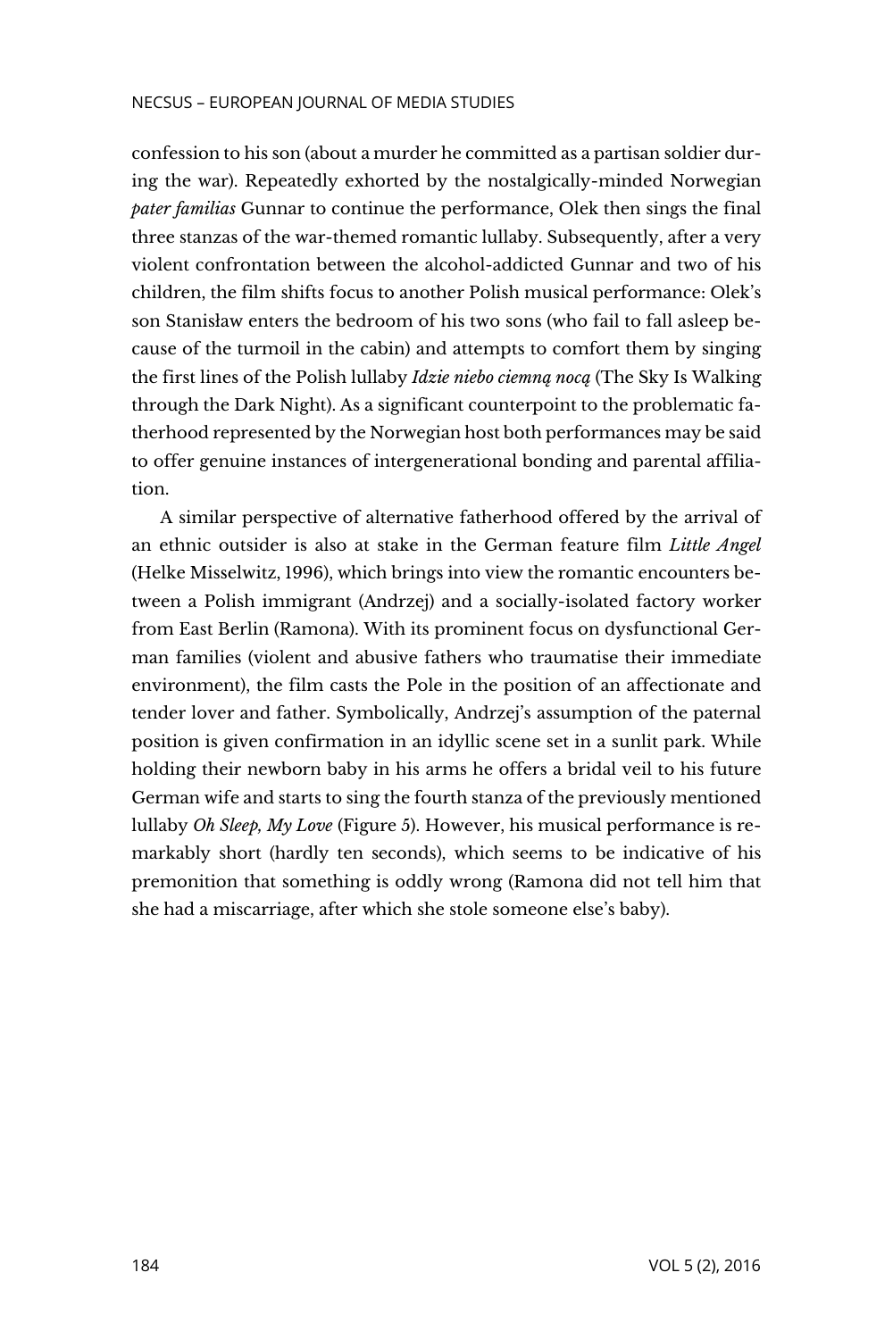confession to his son (about a murder he committed as a partisan soldier during the war). Repeatedly exhorted by the nostalgically-minded Norwegian *pater familias* Gunnar to continue the performance, Olek then sings the final three stanzas of the war-themed romantic lullaby. Subsequently, after a very violent confrontation between the alcohol-addicted Gunnar and two of his children, the film shifts focus to another Polish musical performance: Olek's son Stanisław enters the bedroom of his two sons (who fail to fall asleep because of the turmoil in the cabin) and attempts to comfort them by singing the first lines of the Polish lullaby *Idzie niebo ciemną nocą* (The Sky Is Walking through the Dark Night). As a significant counterpoint to the problematic fatherhood represented by the Norwegian host both performances may be said to offer genuine instances of intergenerational bonding and parental affiliation.

A similar perspective of alternative fatherhood offered by the arrival of an ethnic outsider is also at stake in the German feature film *Little Angel* (Helke Misselwitz, 1996), which brings into view the romantic encounters between a Polish immigrant (Andrzej) and a socially-isolated factory worker from East Berlin (Ramona). With its prominent focus on dysfunctional German families (violent and abusive fathers who traumatise their immediate environment), the film casts the Pole in the position of an affectionate and tender lover and father. Symbolically, Andrzej's assumption of the paternal position is given confirmation in an idyllic scene set in a sunlit park. While holding their newborn baby in his arms he offers a bridal veil to his future German wife and starts to sing the fourth stanza of the previously mentioned lullaby *Oh Sleep, My Love* (Figure 5). However, his musical performance is remarkably short (hardly ten seconds), which seems to be indicative of his premonition that something is oddly wrong (Ramona did not tell him that she had a miscarriage, after which she stole someone else's baby).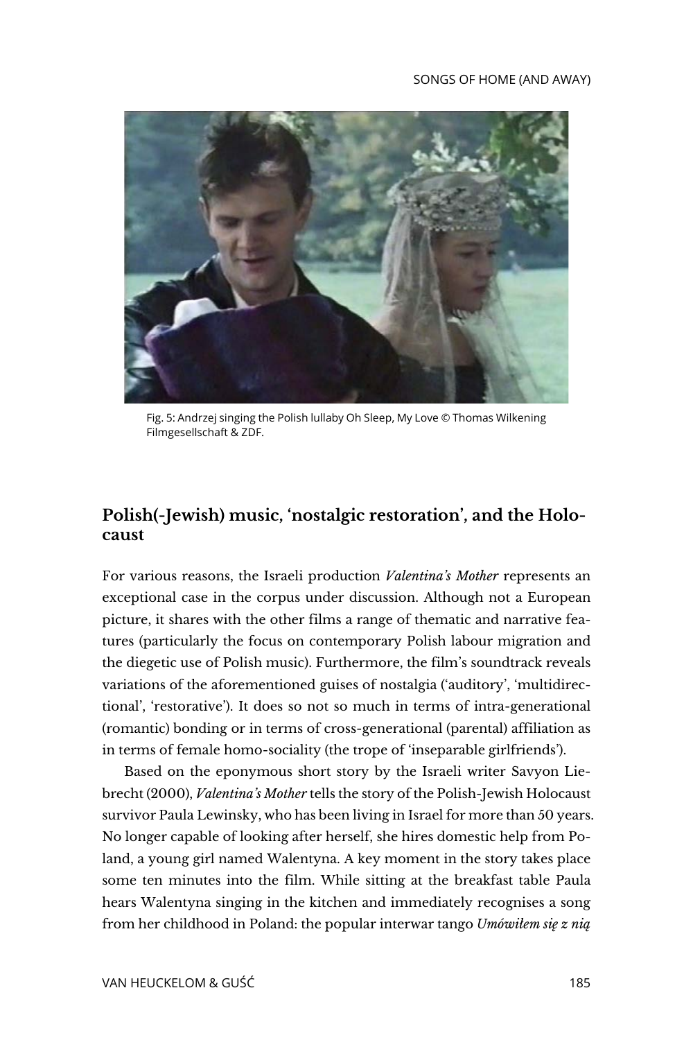Fig. 5: Andrzej singing the Polish lullaby Oh Sleep, My Love © Thomas Wilkening Filmgesellschaft & ZDF.

## Polish(-Jewish) music, 'nostalgic restoration', and the Holocaust

For various reasons, the Israeli production *Valentina's Mother* represents an exceptional case in the corpus under discussion. Although not a European picture, it shares with the other films a range of thematic and narrative features (particularly the focus on contemporary Polish labour migration and the diegetic use of Polish music). Furthermore, the film's soundtrack reveals variations of the aforementioned guises of nostalgia ('auditory', 'multidirectional', 'restorative'). It does so not so much in terms of intra-generational (romantic) bonding or in terms of cross-generational (parental) affiliation as in terms of female homo-sociality (the trope of 'inseparable girlfriends').

Based on the eponymous short story by the Israeli writer Savyon Liebrecht (2000), *Valentina's Mother* tells the story of the Polish-Jewish Holocaust survivor Paula Lewinsky, who has been living in Israel for more than 50 years. No longer capable of looking after herself, she hires domestic help from Poland, a young girl named Walentyna. A key moment in the story takes place some ten minutes into the film. While sitting at the breakfast table Paula hears Walentyna singing in the kitchen and immediately recognises a song from her childhood in Poland: the popular interwar tango *Umówiłem się z nią*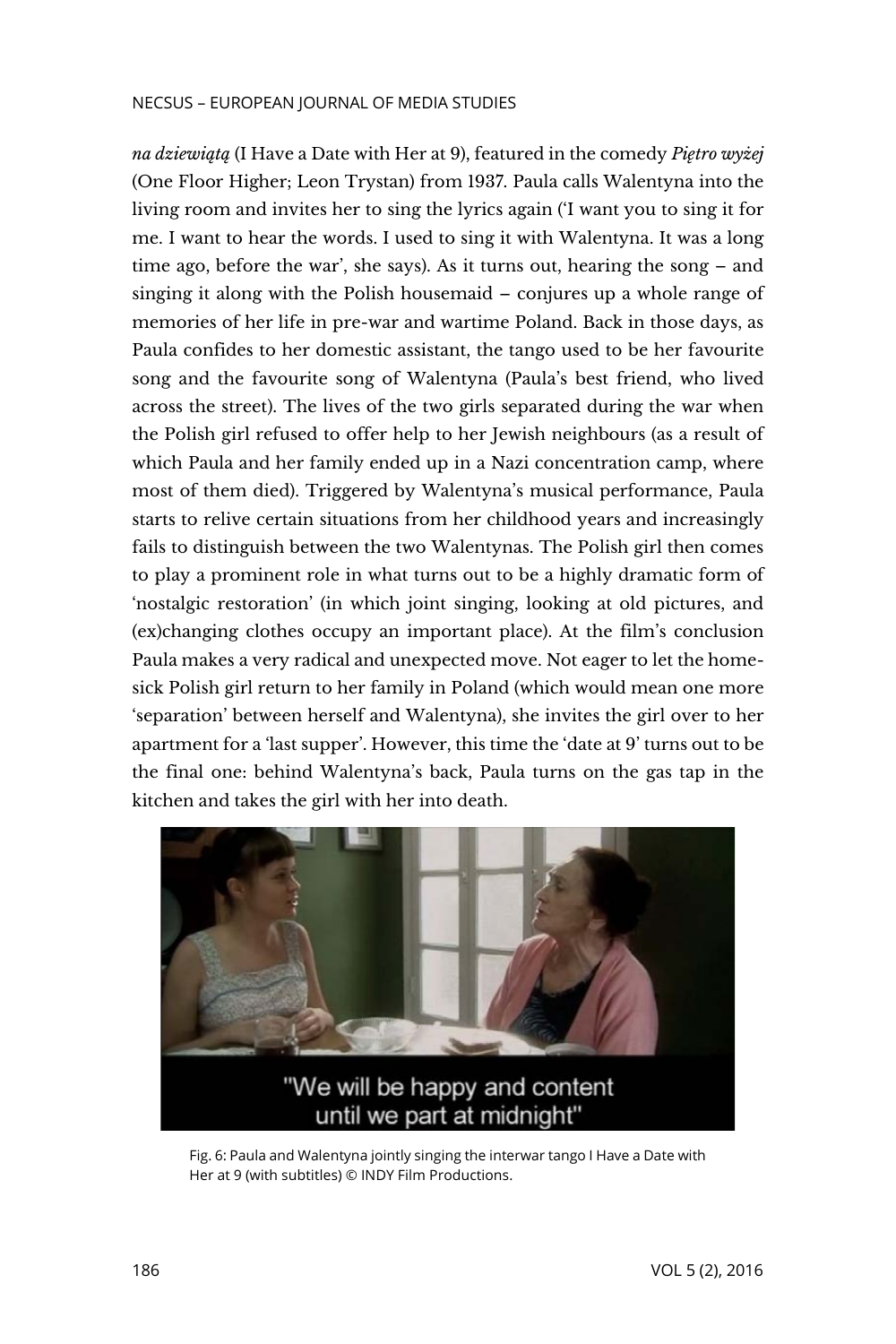*na dziewiątą* (I Have a Date with Her at 9), featured in the comedy *Piętro wyżej* (One Floor Higher; Leon Trystan) from 1937. Paula calls Walentyna into the living room and invites her to sing the lyrics again ('I want you to sing it for me. I want to hear the words. I used to sing it with Walentyna. It was a long time ago, before the war', she says). As it turns out, hearing the song – and singing it along with the Polish housemaid – conjures up a whole range of memories of her life in pre-war and wartime Poland. Back in those days, as Paula confides to her domestic assistant, the tango used to be her favourite song and the favourite song of Walentyna (Paula's best friend, who lived across the street). The lives of the two girls separated during the war when the Polish girl refused to offer help to her Jewish neighbours (as a result of which Paula and her family ended up in a Nazi concentration camp, where most of them died). Triggered by Walentyna's musical performance, Paula starts to relive certain situations from her childhood years and increasingly fails to distinguish between the two Walentynas. The Polish girl then comes to play a prominent role in what turns out to be a highly dramatic form of 'nostalgic restoration' (in which joint singing, looking at old pictures, and (ex)changing clothes occupy an important place). At the film's conclusion Paula makes a very radical and unexpected move. Not eager to let the homesick Polish girl return to her family in Poland (which would mean one more 'separation' between herself and Walentyna), she invites the girl over to her apartment for a 'last supper'. However, this time the 'date at 9' turns out to be the final one: behind Walentyna's back, Paula turns on the gas tap in the kitchen and takes the girl with her into death.

Fig. 6: Paula and Walentyna jointly singing the interwar tango I Have a Date with Her at 9 (with subtitles) © INDY Film Productions.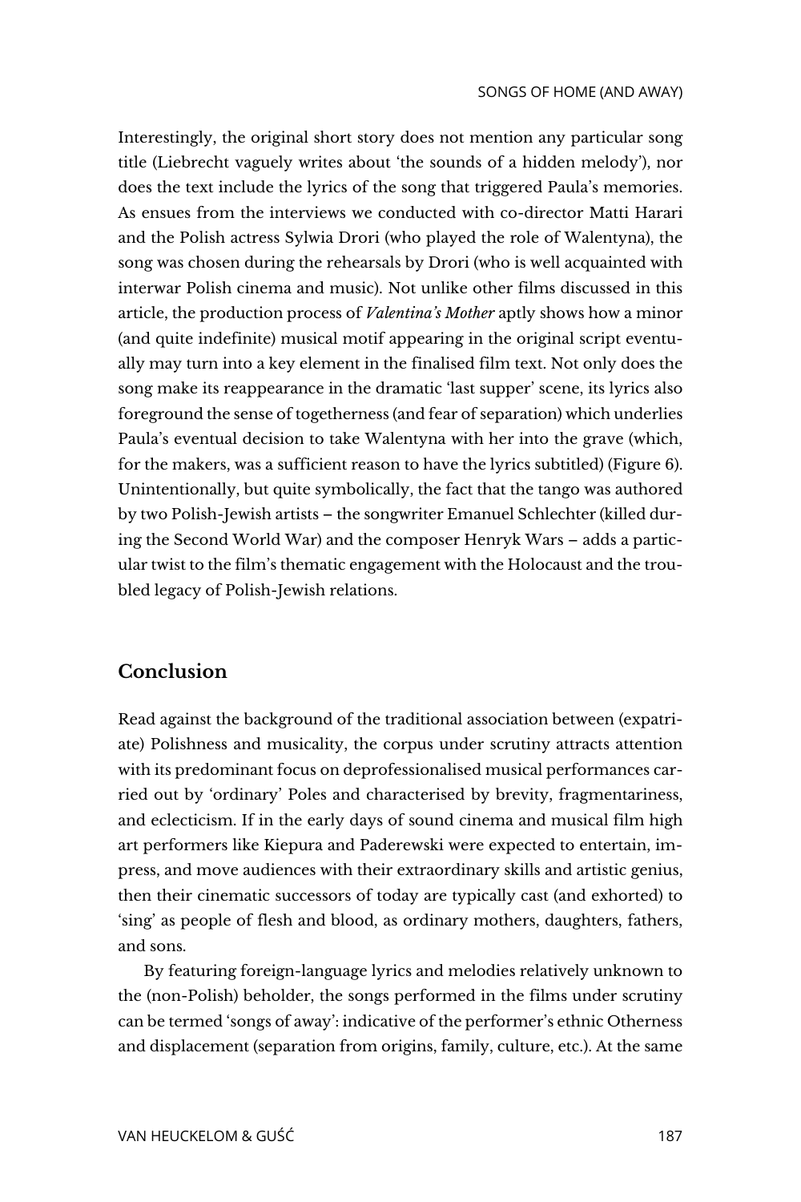Interestingly, the original short story does not mention any particular song title (Liebrecht vaguely writes about 'the sounds of a hidden melody'), nor does the text include the lyrics of the song that triggered Paula's memories. As ensues from the interviews we conducted with co-director Matti Harari and the Polish actress Sylwia Drori (who played the role of Walentyna), the song was chosen during the rehearsals by Drori (who is well acquainted with interwar Polish cinema and music). Not unlike other films discussed in this article, the production process of *Valentina's Mother* aptly shows how a minor (and quite indefinite) musical motif appearing in the original script eventually may turn into a key element in the finalised film text. Not only does the song make its reappearance in the dramatic 'last supper' scene, its lyrics also foreground the sense of togetherness (and fear of separation) which underlies Paula's eventual decision to take Walentyna with her into the grave (which, for the makers, was a sufficient reason to have the lyrics subtitled) (Figure 6). Unintentionally, but quite symbolically, the fact that the tango was authored by two Polish-Jewish artists – the songwriter Emanuel Schlechter (killed during the Second World War) and the composer Henryk Wars – adds a particular twist to the film's thematic engagement with the Holocaust and the troubled legacy of Polish-Jewish relations.

## Conclusion

Read against the background of the traditional association between (expatriate) Polishness and musicality, the corpus under scrutiny attracts attention with its predominant focus on deprofessionalised musical performances carried out by 'ordinary' Poles and characterised by brevity, fragmentariness, and eclecticism. If in the early days of sound cinema and musical film high art performers like Kiepura and Paderewski were expected to entertain, impress, and move audiences with their extraordinary skills and artistic genius, then their cinematic successors of today are typically cast (and exhorted) to 'sing' as people of flesh and blood, as ordinary mothers, daughters, fathers, and sons.

By featuring foreign-language lyrics and melodies relatively unknown to the (non-Polish) beholder, the songs performed in the films under scrutiny can be termed 'songs of away': indicative of the performer's ethnic Otherness and displacement (separation from origins, family, culture, etc.). At the same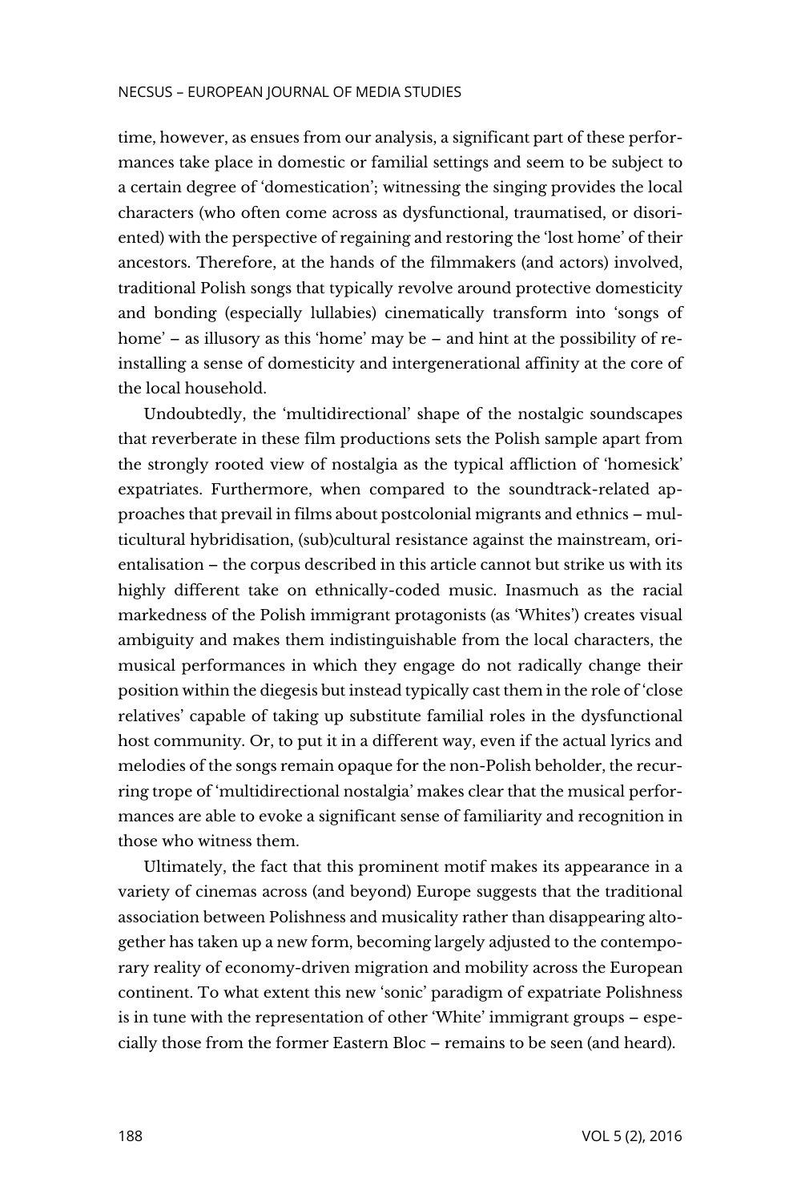time, however, as ensues from our analysis, a significant part of these performances take place in domestic or familial settings and seem to be subject to a certain degree of 'domestication'; witnessing the singing provides the local characters (who often come across as dysfunctional, traumatised, or disoriented) with the perspective of regaining and restoring the 'lost home' of their ancestors. Therefore, at the hands of the filmmakers (and actors) involved, traditional Polish songs that typically revolve around protective domesticity and bonding (especially lullabies) cinematically transform into 'songs of home' – as illusory as this 'home' may be – and hint at the possibility of re-installing a sense of domesticity and intergenerational affinity at the core of the local household.

Undoubtedly, the 'multidirectional' shape of the nostalgic soundscapes that reverberate in these film productions sets the Polish sample apart from the strongly rooted view of nostalgia as the typical affliction of 'homesick' expatriates. Furthermore, when compared to the soundtrack-related approaches that prevail in films about postcolonial migrants and ethnics – multicultural hybridisation, (sub)cultural resistance against the mainstream, orientalisation – the corpus described in this article cannot but strike us with its highly different take on ethnically-coded music. Inasmuch as the racial markedness of the Polish immigrant protagonists (as 'Whites') creates visual ambiguity and makes them indistinguishable from the local characters, the musical performances in which they engage do not radically change their position within the diegesis but instead typically cast them in the role of 'close relatives' capable of taking up substitute familial roles in the dysfunctional host community. Or, to put it in a different way, even if the actual lyrics and melodies of the songs remain opaque for the non-Polish beholder, the recurring trope of 'multidirectional nostalgia' makes clear that the musical performances are able to evoke a significant sense of familiarity and recognition in those who witness them.

Ultimately, the fact that this prominent motif makes its appearance in a variety of cinemas across (and beyond) Europe suggests that the traditional association between Polishness and musicality rather than disappearing altogether has taken up a new form, becoming largely adjusted to the contemporary reality of economy-driven migration and mobility across the European continent. To what extent this new 'sonic' paradigm of expatriate Polishness is in tune with the representation of other 'White' immigrant groups – especially those from the former Eastern Bloc – remains to be seen (and heard).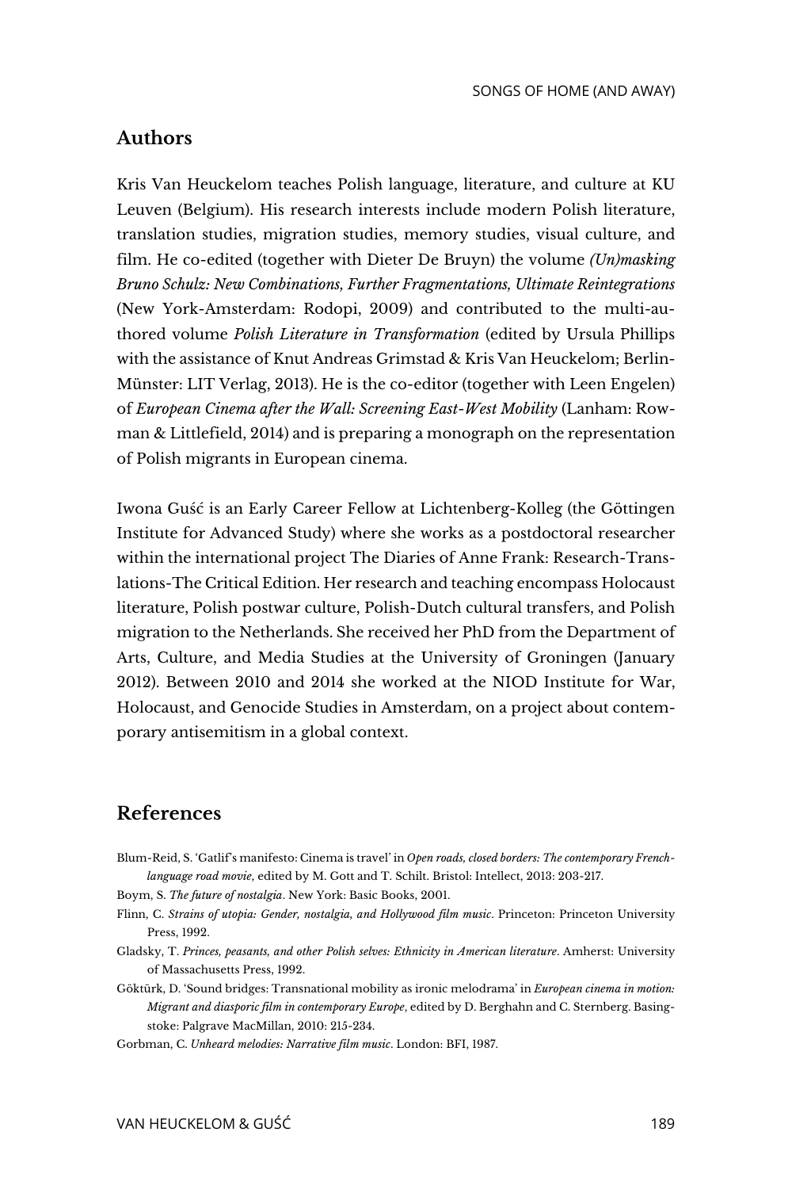## Authors

Kris Van Heuckelom teaches Polish language, literature, and culture at KU Leuven (Belgium). His research interests include modern Polish literature, translation studies, migration studies, memory studies, visual culture, and film. He co-edited (together with Dieter De Bruyn) the volume *(Un)masking Bruno Schulz: New Combinations, Further Fragmentations, Ultimate Reintegrations* (New York-Amsterdam: Rodopi, 2009) and contributed to the multi-authored volume *Polish Literature in Transformation* (edited by Ursula Phillips with the assistance of Knut Andreas Grimstad & Kris Van Heuckelom; Berlin-Münster: LIT Verlag, 2013). He is the co-editor (together with Leen Engelen) of *European Cinema after the Wall: Screening East-West Mobility* (Lanham: Rowman & Littlefield, 2014) and is preparing a monograph on the representation of Polish migrants in European cinema.

Iwona Guść is an Early Career Fellow at Lichtenberg-Kolleg (the Göttingen Institute for Advanced Study) where she works as a postdoctoral researcher within the international project The Diaries of Anne Frank: Research-Translations-The Critical Edition. Her research and teaching encompass Holocaust literature, Polish postwar culture, Polish-Dutch cultural transfers, and Polish migration to the Netherlands. She received her PhD from the Department of Arts, Culture, and Media Studies at the University of Groningen (January 2012). Between 2010 and 2014 she worked at the NIOD Institute for War, Holocaust, and Genocide Studies in Amsterdam, on a project about contemporary antisemitism in a global context.

## References

Blum-Reid, S. 'Gatlif's manifesto: Cinema is travel' in *Open roads, closed borders: The contemporary French-language road movie*, edited by M. Gott and T. Schilt. Bristol: Intellect, 2013: 203-217.

Boym, S. *The future of nostalgia*. New York: Basic Books, 2001.

Flinn, C. *Strains of utopia: Gender, nostalgia, and Hollywood film music*. Princeton: Princeton University Press, 1992.

Gladsky, T. *Princes, peasants, and other Polish selves: Ethnicity in American literature*. Amherst: University of Massachusetts Press, 1992.

Göktürk, D. 'Sound bridges: Transnational mobility as ironic melodrama' in *European cinema in motion: Migrant and diasporic film in contemporary Europe*, edited by D. Berghahn and C. Sternberg. Basingstoke: Palgrave MacMillan, 2010: 215-234.

Gorbman, C. *Unheard melodies: Narrative film music*. London: BFI, 1987.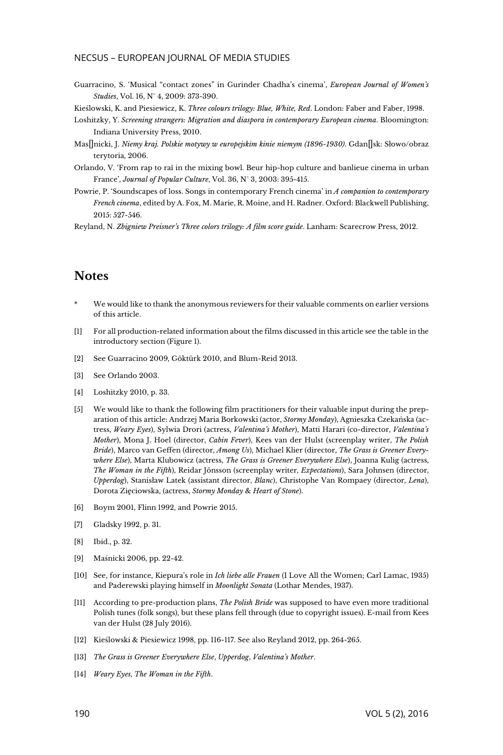Guarracino, S. 'Musical "contact zones" in Gurinder Chadha's cinema', *European Journal of Women's Studies*, Vol. 16, N° 4, 2009: 373-390.

Kieślowski, K. and Piesiewicz, K. *Three colours trilogy: Blue, White, Red*. London: Faber and Faber, 1998.

Loshitzky, Y. *Screening strangers: Migration and diaspora in contemporary European cinema*. Bloomington: Indiana University Press, 2010.

Mas[]nicki, J. *Niemy kraj. Polskie motywy w europejskim kinie niemym (1896-1930)*. Gdan[]sk: Słowo/obraz terytoria, 2006.

Orlando, V. 'From rap to raï in the mixing bowl. Beur hip-hop culture and banlieue cinema in urban France', *Journal of Popular Culture*, Vol. 36, N° 3, 2003: 395-415.

Powrie, P. 'Soundscapes of loss. Songs in contemporary French cinema' in *A companion to contemporary French cinema*, edited by A. Fox, M. Marie, R. Moine, and H. Radner. Oxford: Blackwell Publishing, 2015: 527-546.

Reyland, N. *Zbigniew Preisner's Three colors trilogy: A film score guide*. Lanham: Scarecrow Press, 2012.

## Notes

\* We would like to thank the anonymous reviewers for their valuable comments on earlier versions of this article.

[1] For all production-related information about the films discussed in this article see the table in the introductory section (Figure 1).

[2] See Guarracino 2009, Göktürk 2010, and Blum-Reid 2013.

[3] See Orlando 2003.

[4] Loshitzky 2010, p. 33.

[5] We would like to thank the following film practitioners for their valuable input during the preparation of this article: Andrzej Maria Borkowski (actor, *Stormy Monday*), Agnieszka Czekańska (actress, *Weary Eyes*), Sylwia Drori (actress, *Valentina's Mother*), Matti Harari (co-director, *Valentina's Mother*), Mona J. Hoel (director, *Cabin Fever*), Kees van der Hulst (screenplay writer, *The Polish Bride*), Marco van Geffen (director, *Among Us*), Michael Klier (director, *The Grass is Greener Everywhere Else*), Marta Klubowicz (actress, *The Grass is Greener Everywhere Else*), Joanna Kulig (actress, *The Woman in the Fifth*), Reidar Jönsson (screenplay writer, *Expectations*), Sara Johnsen (director, *Upperdog*), Stanisław Latek (assistant director, *Blanc*), Christophe Van Rompaey (director, *Lena*), Dorota Zięciowska, (actress, *Stormy Monday* & *Heart of Stone*).

[6] Boym 2001, Flinn 1992, and Powrie 2015.

[7] Gladsky 1992, p. 31.

[8] Ibid., p. 32.

[9] Maśnicki 2006, pp. 22-42.

[10] See, for instance, Kiepura's role in *Ich liebe alle Frauen* (I Love All the Women; Carl Lamac, 1935) and Paderewski playing himself in *Moonlight Sonata* (Lothar Mendes, 1937).

[11] According to pre-production plans, *The Polish Bride* was supposed to have even more traditional Polish tunes (folk songs), but these plans fell through (due to copyright issues). E-mail from Kees van der Hulst (28 July 2016).

[12] Kieślowski & Piesiewicz 1998, pp. 116-117. See also Reyland 2012, pp. 264-265.

[13] *The Grass is Greener Everywhere Else*, *Upperdog*, *Valentina's Mother*.

[14] *Weary Eyes*, *The Woman in the Fifth*.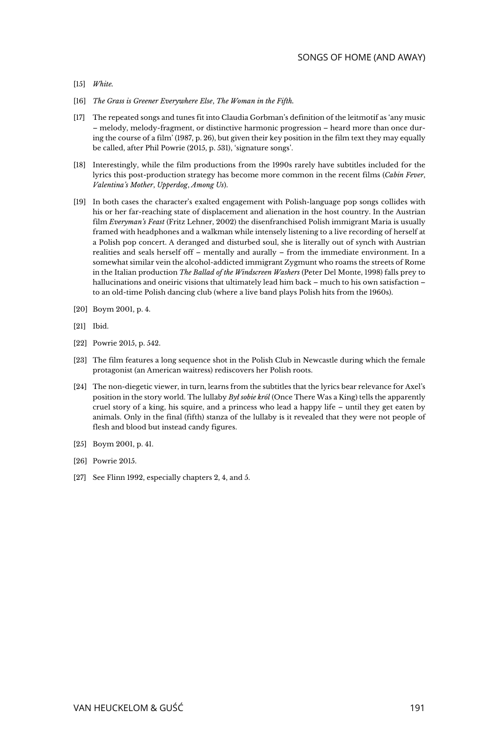[15] *White*.

[16] *The Grass is Greener Everywhere Else*, *The Woman in the Fifth*.

[17] The repeated songs and tunes fit into Claudia Gorbman's definition of the leitmotif as 'any music – melody, melody-fragment, or distinctive harmonic progression – heard more than once during the course of a film' (1987, p. 26), but given their key position in the film text they may equally be called, after Phil Powrie (2015, p. 531), 'signature songs'.

[18] Interestingly, while the film productions from the 1990s rarely have subtitles included for the lyrics this post-production strategy has become more common in the recent films (*Cabin Fever*, *Valentina's Mother*, *Upperdog*, *Among Us*).

[19] In both cases the character's exalted engagement with Polish-language pop songs collides with his or her far-reaching state of displacement and alienation in the host country. In the Austrian film *Everyman's Feast* (Fritz Lehner, 2002) the disenfranchised Polish immigrant Maria is usually framed with headphones and a walkman while intensely listening to a live recording of herself at a Polish pop concert. A deranged and disturbed soul, she is literally out of synch with Austrian realities and seals herself off – mentally and aurally – from the immediate environment. In a somewhat similar vein the alcohol-addicted immigrant Zygmunt who roams the streets of Rome in the Italian production *The Ballad of the Windscreen Washers* (Peter Del Monte, 1998) falls prey to hallucinations and oneiric visions that ultimately lead him back – much to his own satisfaction – to an old-time Polish dancing club (where a live band plays Polish hits from the 1960s).

[20] Boym 2001, p. 4.

[21] Ibid.

[22] Powrie 2015, p. 542.

[23] The film features a long sequence shot in the Polish Club in Newcastle during which the female protagonist (an American waitress) rediscovers her Polish roots.

[24] The non-diegetic viewer, in turn, learns from the subtitles that the lyrics bear relevance for Axel's position in the story world. The lullaby *Był sobie król* (Once There Was a King) tells the apparently cruel story of a king, his squire, and a princess who lead a happy life – until they get eaten by animals. Only in the final (fifth) stanza of the lullaby is it revealed that they were not people of flesh and blood but instead candy figures.

[25] Boym 2001, p. 41.

[26] Powrie 2015.

[27] See Flinn 1992, especially chapters 2, 4, and 5.